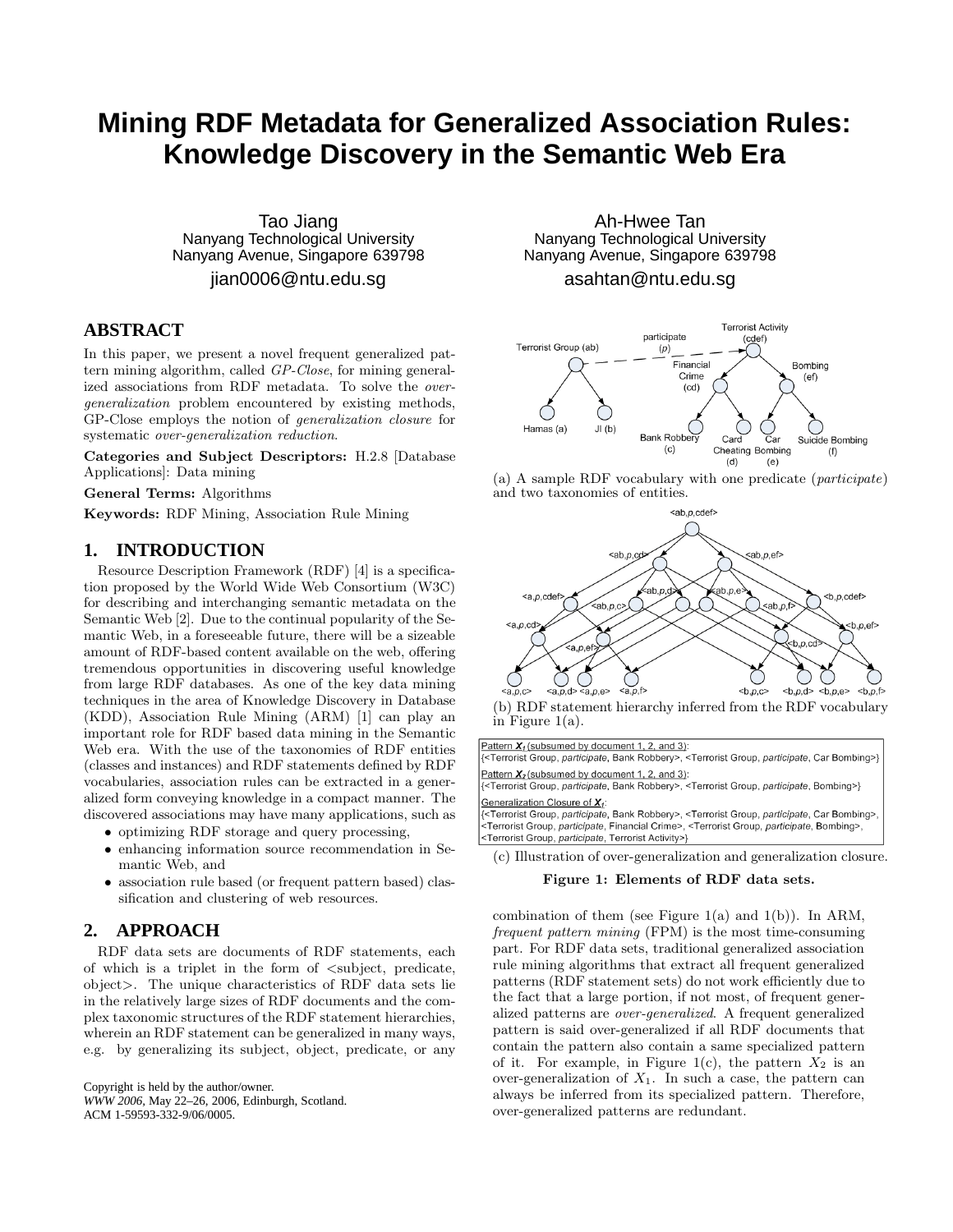# Mining RDF Metadata for Generalized Association Rules: Knowledge Discovery in the Semantic Web Era

Tao Jiang
Nanyang Technological University
Nanyang Avenue, Singapore 639798
jian0006@ntu.edu.sg

Ah-Hwee Tan
Nanyang Technological University
Nanyang Avenue, Singapore 639798
asahtan@ntu.edu.sg

## ABSTRACT

In this paper, we present a novel frequent generalized pattern mining algorithm, called *GP-Close*, for mining generalized associations from RDF metadata. To solve the *over-generalization* problem encountered by existing methods, GP-Close employs the notion of *generalization closure* for systematic *over-generalization reduction*.

**Categories and Subject Descriptors:** H.2.8 [Database Applications]: Data mining

**General Terms:** Algorithms

**Keywords:** RDF Mining, Association Rule Mining

## 1. INTRODUCTION

Resource Description Framework (RDF) [4] is a specification proposed by the World Wide Web Consortium (W3C) for describing and interchanging semantic metadata on the Semantic Web [2]. Due to the continual popularity of the Semantic Web, in a foreseeable future, there will be a sizeable amount of RDF-based content available on the web, offering tremendous opportunities in discovering useful knowledge from large RDF databases. As one of the key data mining techniques in the area of Knowledge Discovery in Database (KDD), Association Rule Mining (ARM) [1] can play an important role for RDF based data mining in the Semantic Web era. With the use of the taxonomies of RDF entities (classes and instances) and RDF statements defined by RDF vocabularies, association rules can be extracted in a generalized form conveying knowledge in a compact manner. The discovered associations may have many applications, such as

- optimizing RDF storage and query processing,
- enhancing information source recommendation in Semantic Web, and
- association rule based (or frequent pattern based) classification and clustering of web resources.

## 2. APPROACH

RDF data sets are documents of RDF statements, each of which is a triplet in the form of <subject, predicate, object>. The unique characteristics of RDF data sets lie in the relatively large sizes of RDF documents and the complex taxonomic structures of the RDF statement hierarchies, wherein an RDF statement can be generalized in many ways, e.g. by generalizing its subject, object, predicate, or any combination of them (see Figure 1(a) and 1(b)). In ARM, *frequent pattern mining* (FPM) is the most time-consuming part. For RDF data sets, traditional generalized association rule mining algorithms that extract all frequent generalized patterns (RDF statement sets) do not work efficiently due to the fact that a large portion, if not most, of frequent generalized patterns are *over-generalized*. A frequent generalized pattern is said over-generalized if all RDF documents that contain the pattern also contain a same specialized pattern of it. For example, in Figure 1(c), the pattern $X_2$ is an over-generalization of $X_1$. In such a case, the pattern can always be inferred from its specialized pattern. Therefore, over-generalized patterns are redundant.

(a) A sample RDF vocabulary with one predicate (*participate*) and two taxonomies of entities.

(b) RDF statement hierarchy inferred from the RDF vocabulary in Figure 1(a).

Pattern $X_1$ (subsumed by document 1, 2, and 3):
{<Terrorist Group, *participate*, Bank Robbery>, <Terrorist Group, *participate*, Car Bombing>}

Pattern $X_2$ (subsumed by document 1, 2, and 3):
{<Terrorist Group, *participate*, Bank Robbery>, <Terrorist Group, *participate*, Bombing>}

Generalization Closure of $X_1$:
{<Terrorist Group, *participate*, Bank Robbery>, <Terrorist Group, *participate*, Car Bombing>, <Terrorist Group, *participate*, Financial Crime>, <Terrorist Group, *participate*, Bombing>, <Terrorist Group, *participate*, Terrorist Activity>}

(c) Illustration of over-generalization and generalization closure.

**Figure 1: Elements of RDF data sets.**

Copyright is held by the author/owner.
*WWW 2006*, May 22–26, 2006, Edinburgh, Scotland.
ACM 1-59593-332-9/06/0005.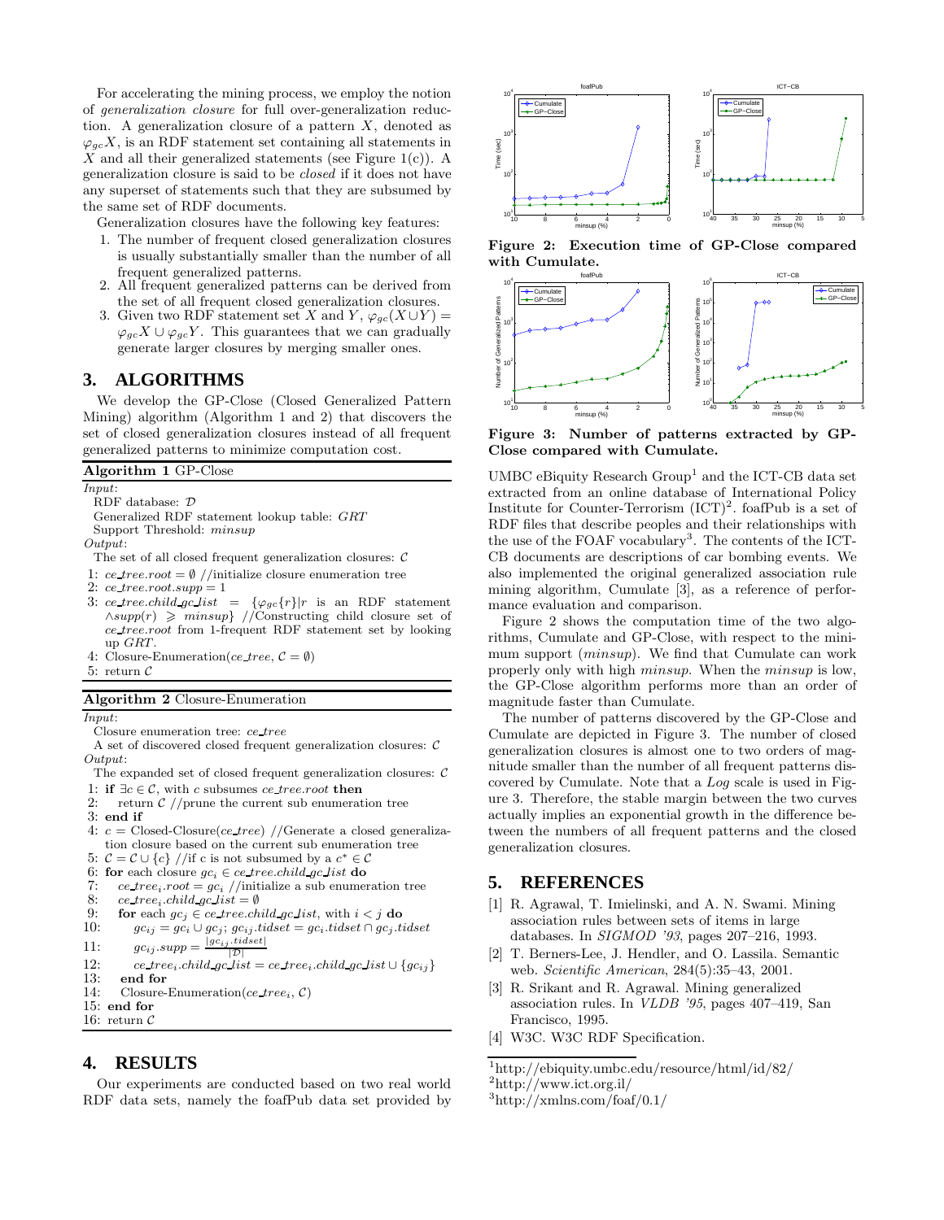For accelerating the mining process, we employ the notion of *generalization closure* for full over-generalization reduction. A generalization closure of a pattern $X$, denoted as $\varphi_{gc}X$, is an RDF statement set containing all statements in $X$ and all their generalized statements (see Figure 1(c)). A generalization closure is said to be *closed* if it does not have any superset of statements such that they are subsumed by the same set of RDF documents.

Generalization closures have the following key features:

1. The number of frequent closed generalization closures is usually substantially smaller than the number of all frequent generalized patterns.
2. All frequent generalized patterns can be derived from the set of all frequent closed generalization closures.
3. Given two RDF statement set $X$ and $Y$, $\varphi_{gc}(X \cup Y) = \varphi_{gc}X \cup \varphi_{gc}Y$. This guarantees that we can gradually generate larger closures by merging smaller ones.

## 3. ALGORITHMS

We develop the GP-Close (Closed Generalized Pattern Mining) algorithm (Algorithm 1 and 2) that discovers the set of closed generalization closures instead of all frequent generalized patterns to minimize computation cost.

**Algorithm 1** GP-Close

*Input*:
RDF database: $\mathcal{D}$
Generalized RDF statement lookup table: $GRT$
Support Threshold: $minsup$
*Output*:
The set of all closed frequent generalization closures: $\mathcal{C}$

1: $ce\_tree.root = \emptyset$ //initialize closure enumeration tree
2: $ce\_tree.root.supp = 1$
3: $ce\_tree.child\_gc\_list = \{\varphi_{gc}\{r\} | r$ is an RDF statement $\wedge supp(r) \geqslant minsup\}$ //Constructing child closure set of $ce\_tree.root$ from 1-frequent RDF statement set by looking up $GRT$.
4: Closure-Enumeration($ce\_tree$, $\mathcal{C} = \emptyset$)
5: return $\mathcal{C}$

**Algorithm 2** Closure-Enumeration

*Input*:
Closure enumeration tree: $ce\_tree$
A set of discovered closed frequent generalization closures: $\mathcal{C}$
*Output*:
The expanded set of closed frequent generalization closures: $\mathcal{C}$

1: **if** $\exists c \in \mathcal{C}$, with $c$ subsumes $ce\_tree.root$ **then**
2: return $\mathcal{C}$ //prune the current sub enumeration tree
3: **end if**
4: $c$ = Closed-Closure($ce\_tree$) //Generate a closed generalization closure based on the current sub enumeration tree
5: $\mathcal{C} = \mathcal{C} \cup \{c\}$ //if c is not subsumed by a $c^* \in \mathcal{C}$
6: **for** each closure $gc_i \in ce\_tree.child\_gc\_list$ **do**
7: $ce\_tree_i.root = gc_i$ //initialize a sub enumeration tree
8: $ce\_tree_i.child\_gc\_list = \emptyset$
9: **for** each $gc_j \in ce\_tree.child\_gc\_list$, with $i < j$ **do**
10: $gc_{ij} = gc_i \cup gc_j$; $gc_{ij}.tidset = gc_i.tidset \cap gc_j.tidset$
11: $gc_{ij}.supp = \frac{|gc_{ij}.tidset|}{|\mathcal{D}|}$
12: $ce\_tree_i.child\_gc\_list = ce\_tree_i.child\_gc\_list \cup \{gc_{ij}\}$
13: **end for**
14: Closure-Enumeration($ce\_tree_i$, $\mathcal{C}$)
15: **end for**
16: return $\mathcal{C}$

## 4. RESULTS

Our experiments are conducted based on two real world RDF data sets, namely the foafPub data set provided by UMBC eBiquity Research Group[1] and the ICT-CB data set extracted from an online database of International Policy Institute for Counter-Terrorism (ICT)[2]. foafPub is a set of RDF files that describe peoples and their relationships with the use of the FOAF vocabulary[3]. The contents of the ICT-CB documents are descriptions of car bombing events. We also implemented the original generalized association rule mining algorithm, Cumulate [3], as a reference of performance evaluation and comparison.

foafPub
Time (sec)
minsup (%)
Cumulate
GP-Close

ICT−CB
Time (sec)
minsup (%)
Cumulate
GP-Close

**Figure 2: Execution time of GP-Close compared with Cumulate.**

foafPub
Number of Generalized Patterns
minsup (%)
Cumulate
GP-Close

ICT−CB
Number of Generalized Patterns
minsup (%)
Cumulate
GP-Close

**Figure 3: Number of patterns extracted by GP-Close compared with Cumulate.**

Figure 2 shows the computation time of the two algorithms, Cumulate and GP-Close, with respect to the minimum support (*minsup*). We find that Cumulate can work properly only with high *minsup*. When the *minsup* is low, the GP-Close algorithm performs more than an order of magnitude faster than Cumulate.

The number of patterns discovered by the GP-Close and Cumulate are depicted in Figure 3. The number of closed generalization closures is almost one to two orders of magnitude smaller than the number of all frequent patterns discovered by Cumulate. Note that a *Log* scale is used in Figure 3. Therefore, the stable margin between the two curves actually implies an exponential growth in the difference between the numbers of all frequent patterns and the closed generalization closures.

## 5. REFERENCES

[1] R. Agrawal, T. Imielinski, and A. N. Swami. Mining association rules between sets of items in large databases. In *SIGMOD '93*, pages 207–216, 1993.

[2] T. Berners-Lee, J. Hendler, and O. Lassila. Semantic web. *Scientific American*, 284(5):35–43, 2001.

[3] R. Srikant and R. Agrawal. Mining generalized association rules. In *VLDB '95*, pages 407–419, San Francisco, 1995.

[4] W3C. W3C RDF Specification.

[1] http://ebiquity.umbc.edu/resource/html/id/82/
[2] http://www.ict.org.il/
[3] http://xmlns.com/foaf/0.1/